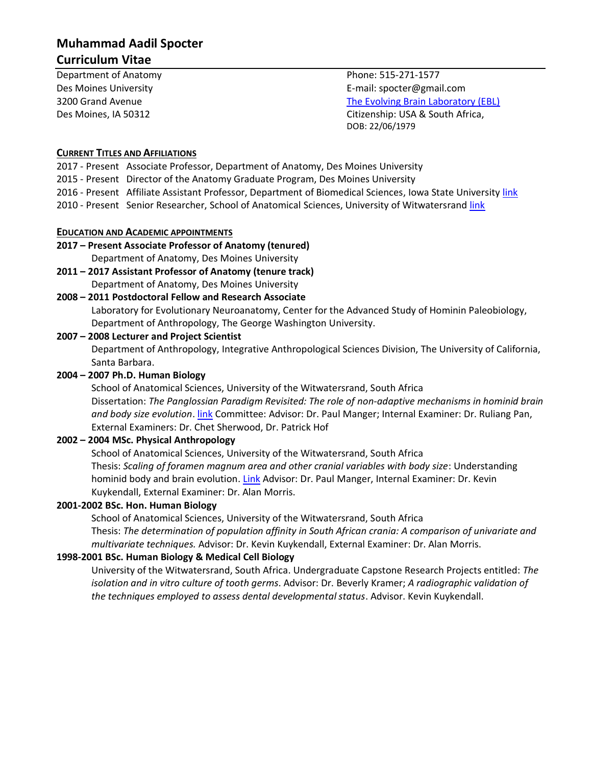# Muhammad Aadil Spocter

## Curriculum Vitae

Department of Anatomy
Des Moines University
3200 Grand Avenue
Des Moines, IA 50312

Phone: 515-271-1577
E-mail: spocter@gmail.com
The Evolving Brain Laboratory (EBL)
Citizenship: USA & South Africa,
DOB: 22/06/1979

### CURRENT TITLES AND AFFILIATIONS

2017 - Present Associate Professor, Department of Anatomy, Des Moines University
2015 - Present Director of the Anatomy Graduate Program, Des Moines University
2016 - Present Affiliate Assistant Professor, Department of Biomedical Sciences, Iowa State University link
2010 - Present Senior Researcher, School of Anatomical Sciences, University of Witwatersrand link

### EDUCATION AND ACADEMIC APPOINTMENTS

**2017 – Present Associate Professor of Anatomy (tenured)**
Department of Anatomy, Des Moines University

**2011 – 2017 Assistant Professor of Anatomy (tenure track)**
Department of Anatomy, Des Moines University

**2008 – 2011 Postdoctoral Fellow and Research Associate**
Laboratory for Evolutionary Neuroanatomy, Center for the Advanced Study of Hominin Paleobiology, Department of Anthropology, The George Washington University.

**2007 – 2008 Lecturer and Project Scientist**
Department of Anthropology, Integrative Anthropological Sciences Division, The University of California, Santa Barbara.

**2004 – 2007 Ph.D. Human Biology**
School of Anatomical Sciences, University of the Witwatersrand, South Africa
Dissertation: *The Panglossian Paradigm Revisited: The role of non-adaptive mechanisms in hominid brain and body size evolution*. link Committee: Advisor: Dr. Paul Manger; Internal Examiner: Dr. Ruliang Pan, External Examiners: Dr. Chet Sherwood, Dr. Patrick Hof

**2002 – 2004 MSc. Physical Anthropology**
School of Anatomical Sciences, University of the Witwatersrand, South Africa
Thesis: *Scaling of foramen magnum area and other cranial variables with body size*: Understanding hominid body and brain evolution. Link Advisor: Dr. Paul Manger, Internal Examiner: Dr. Kevin Kuykendall, External Examiner: Dr. Alan Morris.

**2001-2002 BSc. Hon. Human Biology**
School of Anatomical Sciences, University of the Witwatersrand, South Africa
Thesis: *The determination of population affinity in South African crania: A comparison of univariate and multivariate techniques.* Advisor: Dr. Kevin Kuykendall, External Examiner: Dr. Alan Morris.

**1998-2001 BSc. Human Biology & Medical Cell Biology**
University of the Witwatersrand, South Africa. Undergraduate Capstone Research Projects entitled: *The isolation and in vitro culture of tooth germs*. Advisor: Dr. Beverly Kramer; *A radiographic validation of the techniques employed to assess dental developmental status*. Advisor. Kevin Kuykendall.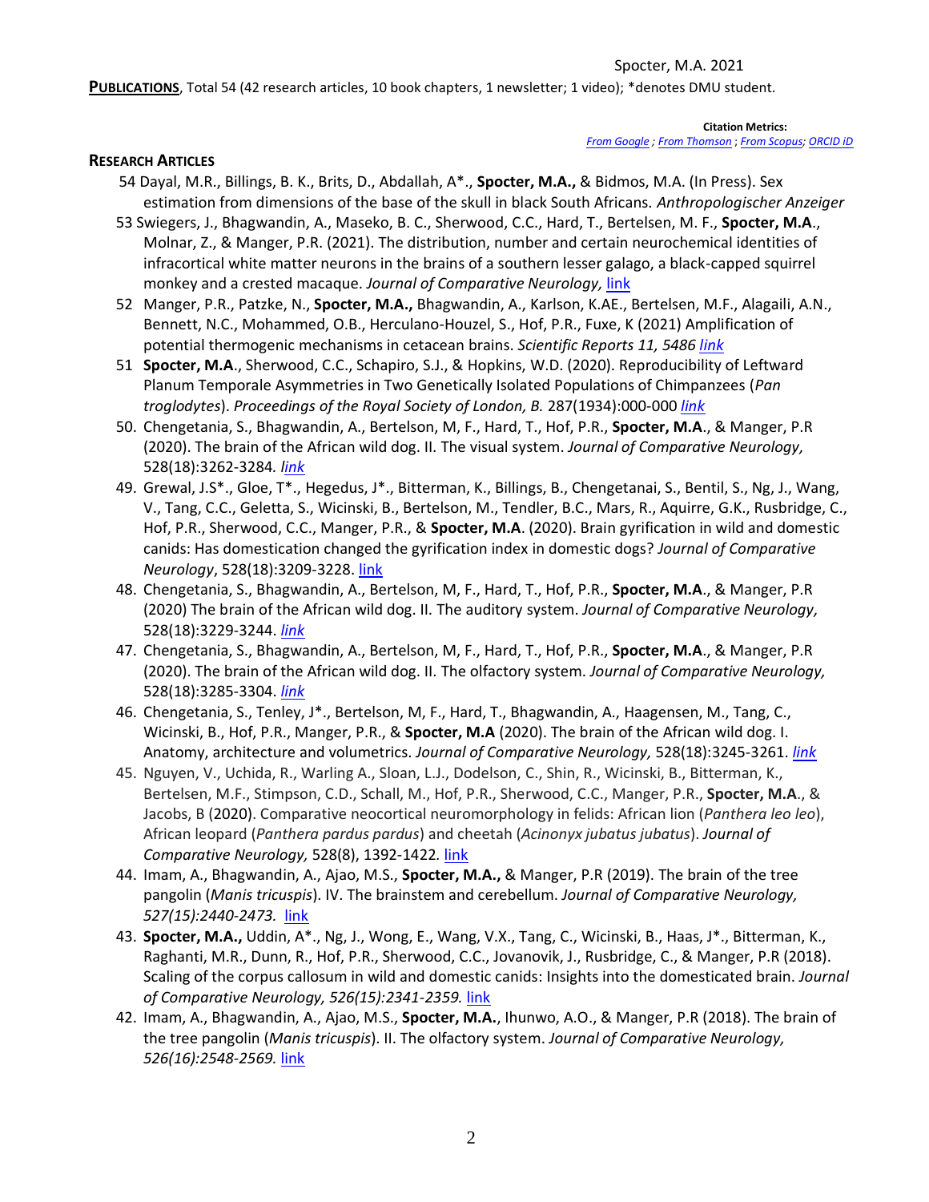**PUBLICATIONS**, Total 54 (42 research articles, 10 book chapters, 1 newsletter; 1 video); *denotes DMU student.

**Citation Metrics:**
*From Google ; From Thomson ; From Scopus; ORCID iD*

## RESEARCH ARTICLES

54 Dayal, M.R., Billings, B. K., Brits, D., Abdallah, A*., **Spocter, M.A.,** & Bidmos, M.A. (In Press). Sex estimation from dimensions of the base of the skull in black South Africans. *Anthropologischer Anzeiger*

53 Swiegers, J., Bhagwandin, A., Maseko, B. C., Sherwood, C.C., Hard, T., Bertelsen, M. F., **Spocter, M.A**., Molnar, Z., & Manger, P.R. (2021). The distribution, number and certain neurochemical identities of infracortical white matter neurons in the brains of a southern lesser galago, a black-capped squirrel monkey and a crested macaque. *Journal of Comparative Neurology,* link

52 Manger, P.R., Patzke, N., **Spocter, M.A.,** Bhagwandin, A., Karlson, K.AE., Bertelsen, M.F., Alagaili, A.N., Bennett, N.C., Mohammed, O.B., Herculano-Houzel, S., Hof, P.R., Fuxe, K (2021) Amplification of potential thermogenic mechanisms in cetacean brains. *Scientific Reports 11, 5486 link*

51 **Spocter, M.A**., Sherwood, C.C., Schapiro, S.J., & Hopkins, W.D. (2020). Reproducibility of Leftward Planum Temporale Asymmetries in Two Genetically Isolated Populations of Chimpanzees (*Pan troglodytes*). *Proceedings of the Royal Society of London, B.* 287(1934):000-000 *link*

50. Chengetania, S., Bhagwandin, A., Bertelson, M, F., Hard, T., Hof, P.R., **Spocter, M.A**., & Manger, P.R (2020). The brain of the African wild dog. II. The visual system. *Journal of Comparative Neurology,* 528(18):3262-3284*. link*

49. Grewal, J.S*., Gloe, T*., Hegedus, J*., Bitterman, K., Billings, B., Chengetanai, S., Bentil, S., Ng, J., Wang, V., Tang, C.C., Geletta, S., Wicinski, B., Bertelson, M., Tendler, B.C., Mars, R., Aquirre, G.K., Rusbridge, C., Hof, P.R., Sherwood, C.C., Manger, P.R., & **Spocter, M.A**. (2020). Brain gyrification in wild and domestic canids: Has domestication changed the gyrification index in domestic dogs? *Journal of Comparative Neurology*, 528(18):3209-3228. link

48. Chengetania, S., Bhagwandin, A., Bertelson, M, F., Hard, T., Hof, P.R., **Spocter, M.A**., & Manger, P.R (2020) The brain of the African wild dog. II. The auditory system. *Journal of Comparative Neurology,* 528(18):3229-3244. *link*

47. Chengetania, S., Bhagwandin, A., Bertelson, M, F., Hard, T., Hof, P.R., **Spocter, M.A**., & Manger, P.R (2020). The brain of the African wild dog. II. The olfactory system. *Journal of Comparative Neurology,* 528(18):3285-3304. *link*

46. Chengetania, S., Tenley, J*., Bertelson, M, F., Hard, T., Bhagwandin, A., Haagensen, M., Tang, C., Wicinski, B., Hof, P.R., Manger, P.R., & **Spocter, M.A** (2020). The brain of the African wild dog. I. Anatomy, architecture and volumetrics. *Journal of Comparative Neurology,* 528(18):3245-3261. *link*

45. Nguyen, V., Uchida, R., Warling A., Sloan, L.J., Dodelson, C., Shin, R., Wicinski, B., Bitterman, K., Bertelsen, M.F., Stimpson, C.D., Schall, M., Hof, P.R., Sherwood, C.C., Manger, P.R., **Spocter, M.A**., & Jacobs, B (2020). Comparative neocortical neuromorphology in felids: African lion (*Panthera leo leo*), African leopard (*Panthera pardus pardus*) and cheetah (*Acinonyx jubatus jubatus*). *Journal of Comparative Neurology,* 528(8), 1392-1422*.* link

44. Imam, A., Bhagwandin, A., Ajao, M.S., **Spocter, M.A.,** & Manger, P.R (2019). The brain of the tree pangolin (*Manis tricuspis*). IV. The brainstem and cerebellum. *Journal of Comparative Neurology, 527(15):2440-2473.* link

43. **Spocter, M.A.,** Uddin, A*., Ng, J., Wong, E., Wang, V.X., Tang, C., Wicinski, B., Haas, J*., Bitterman, K., Raghanti, M.R., Dunn, R., Hof, P.R., Sherwood, C.C., Jovanovik, J., Rusbridge, C., & Manger, P.R (2018). Scaling of the corpus callosum in wild and domestic canids: Insights into the domesticated brain. *Journal of Comparative Neurology, 526(15):2341-2359.* link

42. Imam, A., Bhagwandin, A., Ajao, M.S., **Spocter, M.A.**, Ihunwo, A.O., & Manger, P.R (2018). The brain of the tree pangolin (*Manis tricuspis*). II. The olfactory system. *Journal of Comparative Neurology, 526(16):2548-2569.* link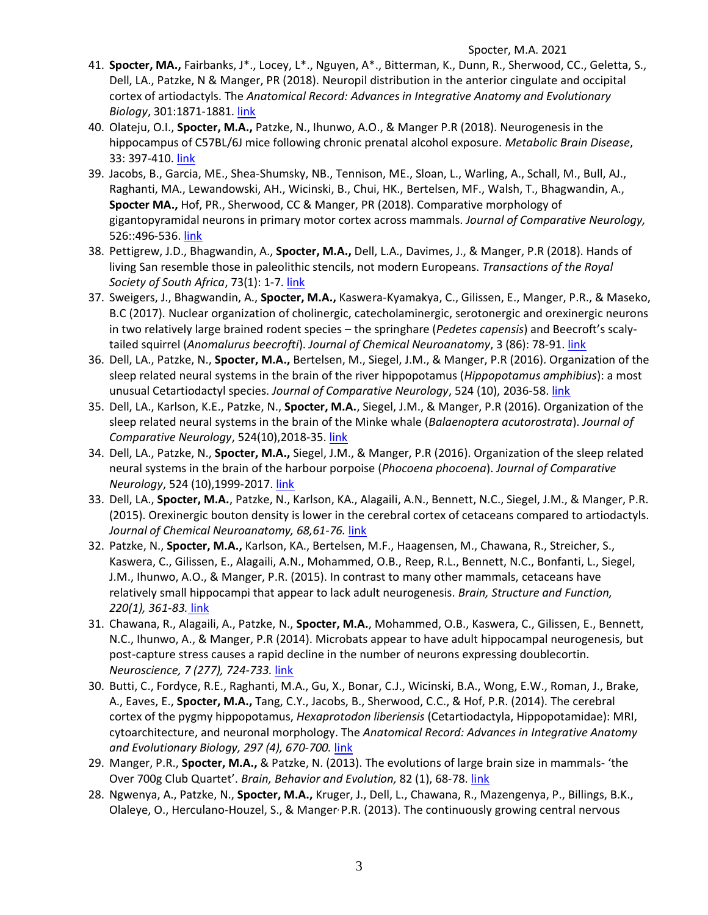41. **Spocter, MA.,** Fairbanks, J*., Locey, L*., Nguyen, A*., Bitterman, K., Dunn, R., Sherwood, CC., Geletta, S., Dell, LA., Patzke, N & Manger, PR (2018). Neuropil distribution in the anterior cingulate and occipital cortex of artiodactyls. The *Anatomical Record: Advances in Integrative Anatomy and Evolutionary Biology*, 301:1871-1881. link
40. Olateju, O.I., **Spocter, M.A.,** Patzke, N., Ihunwo, A.O., & Manger P.R (2018). Neurogenesis in the hippocampus of C57BL/6J mice following chronic prenatal alcohol exposure. *Metabolic Brain Disease*, 33: 397-410. link
39. Jacobs, B., Garcia, ME., Shea-Shumsky, NB., Tennison, ME., Sloan, L., Warling, A., Schall, M., Bull, AJ., Raghanti, MA., Lewandowski, AH., Wicinski, B., Chui, HK., Bertelsen, MF., Walsh, T., Bhagwandin, A., **Spocter MA.,** Hof, PR., Sherwood, CC & Manger, PR (2018). Comparative morphology of gigantopyramidal neurons in primary motor cortex across mammals. *Journal of Comparative Neurology,* 526::496-536. link
38. Pettigrew, J.D., Bhagwandin, A., **Spocter, M.A.,** Dell, L.A., Davimes, J., & Manger, P.R (2018). Hands of living San resemble those in paleolithic stencils, not modern Europeans. *Transactions of the Royal Society of South Africa*, 73(1): 1-7. link
37. Sweigers, J., Bhagwandin, A., **Spocter, M.A.,** Kaswera-Kyamakya, C., Gilissen, E., Manger, P.R., & Maseko, B.C (2017). Nuclear organization of cholinergic, catecholaminergic, serotonergic and orexinergic neurons in two relatively large brained rodent species – the springhare (*Pedetes capensis*) and Beecroft's scaly-tailed squirrel (*Anomalurus beecrofti*). *Journal of Chemical Neuroanatomy*, 3 (86): 78-91. link
36. Dell, LA., Patzke, N., **Spocter, M.A.,** Bertelsen, M., Siegel, J.M., & Manger, P.R (2016). Organization of the sleep related neural systems in the brain of the river hippopotamus (*Hippopotamus amphibius*): a most unusual Cetartiodactyl species. *Journal of Comparative Neurology*, 524 (10), 2036-58. link
35. Dell, LA., Karlson, K.E., Patzke, N., **Spocter, M.A.**, Siegel, J.M., & Manger, P.R (2016). Organization of the sleep related neural systems in the brain of the Minke whale (*Balaenoptera acutorostrata*). *Journal of Comparative Neurology*, 524(10),2018-35. link
34. Dell, LA., Patzke, N., **Spocter, M.A.,** Siegel, J.M., & Manger, P.R (2016). Organization of the sleep related neural systems in the brain of the harbour porpoise (*Phocoena phocoena*). *Journal of Comparative Neurology*, 524 (10),1999-2017. link
33. Dell, LA., **Spocter, M.A.**, Patzke, N., Karlson, KA., Alagaili, A.N., Bennett, N.C., Siegel, J.M., & Manger, P.R. (2015). Orexinergic bouton density is lower in the cerebral cortex of cetaceans compared to artiodactyls. *Journal of Chemical Neuroanatomy, 68,61-76.* link
32. Patzke, N., **Spocter, M.A.,** Karlson, KA., Bertelsen, M.F., Haagensen, M., Chawana, R., Streicher, S., Kaswera, C., Gilissen, E., Alagaili, A.N., Mohammed, O.B., Reep, R.L., Bennett, N.C., Bonfanti, L., Siegel, J.M., Ihunwo, A.O., & Manger, P.R. (2015). In contrast to many other mammals, cetaceans have relatively small hippocampi that appear to lack adult neurogenesis. *Brain, Structure and Function, 220(1), 361-83.* link
31. Chawana, R., Alagaili, A., Patzke, N., **Spocter, M.A.**, Mohammed, O.B., Kaswera, C., Gilissen, E., Bennett, N.C., Ihunwo, A., & Manger, P.R (2014). Microbats appear to have adult hippocampal neurogenesis, but post-capture stress causes a rapid decline in the number of neurons expressing doublecortin. *Neuroscience, 7 (277), 724-733.* link
30. Butti, C., Fordyce, R.E., Raghanti, M.A., Gu, X., Bonar, C.J., Wicinski, B.A., Wong, E.W., Roman, J., Brake, A., Eaves, E., **Spocter, M.A.,** Tang, C.Y., Jacobs, B., Sherwood, C.C., & Hof, P.R. (2014). The cerebral cortex of the pygmy hippopotamus, *Hexaprotodon liberiensis* (Cetartiodactyla, Hippopotamidae): MRI, cytoarchitecture, and neuronal morphology. The *Anatomical Record: Advances in Integrative Anatomy and Evolutionary Biology, 297 (4), 670-700.* link
29. Manger, P.R., **Spocter, M.A.,** & Patzke, N. (2013). The evolutions of large brain size in mammals- 'the Over 700g Club Quartet'. *Brain, Behavior and Evolution,* 82 (1), 68-78. link
28. Ngwenya, A., Patzke, N., **Spocter, M.A.,** Kruger, J., Dell, L., Chawana, R., Mazengenya, P., Billings, B.K., Olaleye, O., Herculano-Houzel, S., & Manger, P.R. (2013). The continuously growing central nervous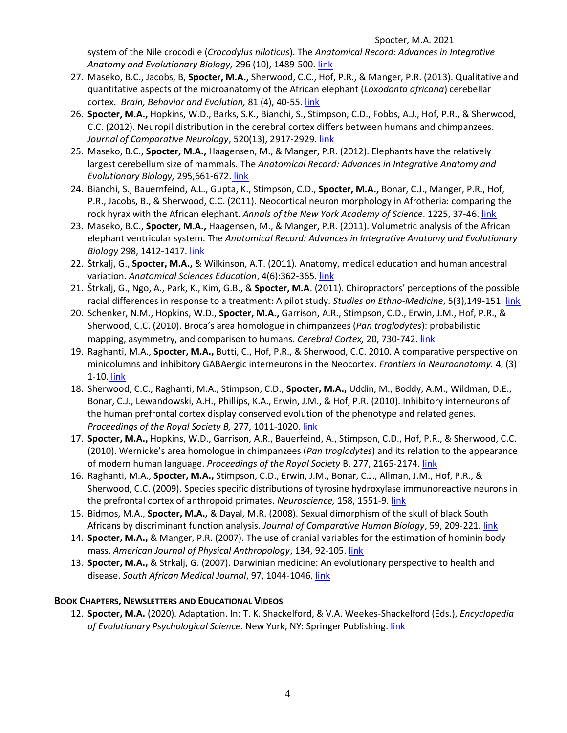system of the Nile crocodile (*Crocodylus niloticus*). The *Anatomical Record: Advances in Integrative Anatomy and Evolutionary Biology,* 296 (10), 1489-500. link

27. Maseko, B.C., Jacobs, B, **Spocter, M.A.,** Sherwood, C.C., Hof, P.R., & Manger, P.R. (2013). Qualitative and quantitative aspects of the microanatomy of the African elephant (*Loxodonta africana*) cerebellar cortex. *Brain, Behavior and Evolution,* 81 (4), 40-55. link
26. **Spocter, M.A.,** Hopkins, W.D., Barks, S.K., Bianchi, S., Stimpson, C.D., Fobbs, A.J., Hof, P.R., & Sherwood, C.C. (2012). Neuropil distribution in the cerebral cortex differs between humans and chimpanzees. *Journal of Comparative Neurology*, 520(13), 2917-2929. link
25. Maseko, B.C., **Spocter, M.A.,** Haagensen, M., & Manger, P.R. (2012). Elephants have the relatively largest cerebellum size of mammals. The *Anatomical Record: Advances in Integrative Anatomy and Evolutionary Biology,* 295,661-672. link
24. Bianchi, S., Bauernfeind, A.L., Gupta, K., Stimpson, C.D., **Spocter, M.A.,** Bonar, C.J., Manger, P.R., Hof, P.R., Jacobs, B., & Sherwood, C.C. (2011). Neocortical neuron morphology in Afrotheria: comparing the rock hyrax with the African elephant. *Annals of the New York Academy of Science*. 1225, 37-46. link
23. Maseko, B.C., **Spocter, M.A.,** Haagensen, M., & Manger, P.R. (2011). Volumetric analysis of the African elephant ventricular system. The *Anatomical Record: Advances in Integrative Anatomy and Evolutionary Biology* 298, 1412-1417. link
22. Štrkalj, G., **Spocter, M.A.,** & Wilkinson, A.T. (2011). Anatomy, medical education and human ancestral variation. *Anatomical Sciences Education*, 4(6):362-365. link
21. Štrkalj, G., Ngo, A., Park, K., Kim, G.B., & **Spocter, M.A**. (2011). Chiropractors' perceptions of the possible racial differences in response to a treatment: A pilot study. *Studies on Ethno-Medicine*, 5(3),149-151. link
20. Schenker, N.M., Hopkins, W.D., **Spocter, M.A.,** Garrison, A.R., Stimpson, C.D., Erwin, J.M., Hof, P.R., & Sherwood, C.C. (2010). Broca's area homologue in chimpanzees (*Pan troglodytes*): probabilistic mapping, asymmetry, and comparison to humans. *Cerebral Cortex,* 20, 730-742. link
19. Raghanti, M.A., **Spocter, M.A.,** Butti, C., Hof, P.R., & Sherwood, C.C. 2010. A comparative perspective on minicolumns and inhibitory GABAergic interneurons in the Neocortex. *Frontiers in Neuroanatomy.* 4, (3) 1-10. link
18. Sherwood, C.C., Raghanti, M.A., Stimpson, C.D., **Spocter, M.A.,** Uddin, M., Boddy, A.M., Wildman, D.E., Bonar, C.J., Lewandowski, A.H., Phillips, K.A., Erwin, J.M., & Hof, P.R. (2010). Inhibitory interneurons of the human prefrontal cortex display conserved evolution of the phenotype and related genes. *Proceedings of the Royal Society B,* 277, 1011-1020. link
17. **Spocter, M.A.,** Hopkins, W.D., Garrison, A.R., Bauerfeind, A., Stimpson, C.D., Hof, P.R., & Sherwood, C.C. (2010). Wernicke's area homologue in chimpanzees (*Pan troglodytes*) and its relation to the appearance of modern human language. *Proceedings of the Royal Society* B, 277, 2165-2174. link
16. Raghanti, M.A., **Spocter, M.A.,** Stimpson, C.D., Erwin, J.M., Bonar, C.J., Allman, J.M., Hof, P.R., & Sherwood, C.C. (2009). Species specific distributions of tyrosine hydroxylase immunoreactive neurons in the prefrontal cortex of anthropoid primates. *Neuroscience,* 158, 1551-9. link
15. Bidmos, M.A., **Spocter, M.A.,** & Dayal, M.R. (2008). Sexual dimorphism of the skull of black South Africans by discriminant function analysis. *Journal of Comparative Human Biology*, 59, 209-221. link
14. **Spocter, M.A.,** & Manger, P.R. (2007). The use of cranial variables for the estimation of hominin body mass. *American Journal of Physical Anthropology*, 134, 92-105. link
13. **Spocter, M.A.,** & Strkalj, G. (2007). Darwinian medicine: An evolutionary perspective to health and disease. *South African Medical Journal*, 97, 1044-1046. link

## Book Chapters, Newsletters and Educational Videos

12. **Spocter, M.A.** (2020). Adaptation. In: T. K. Shackelford, & V.A. Weekes-Shackelford (Eds.), *Encyclopedia of Evolutionary Psychological Science*. New York, NY: Springer Publishing. link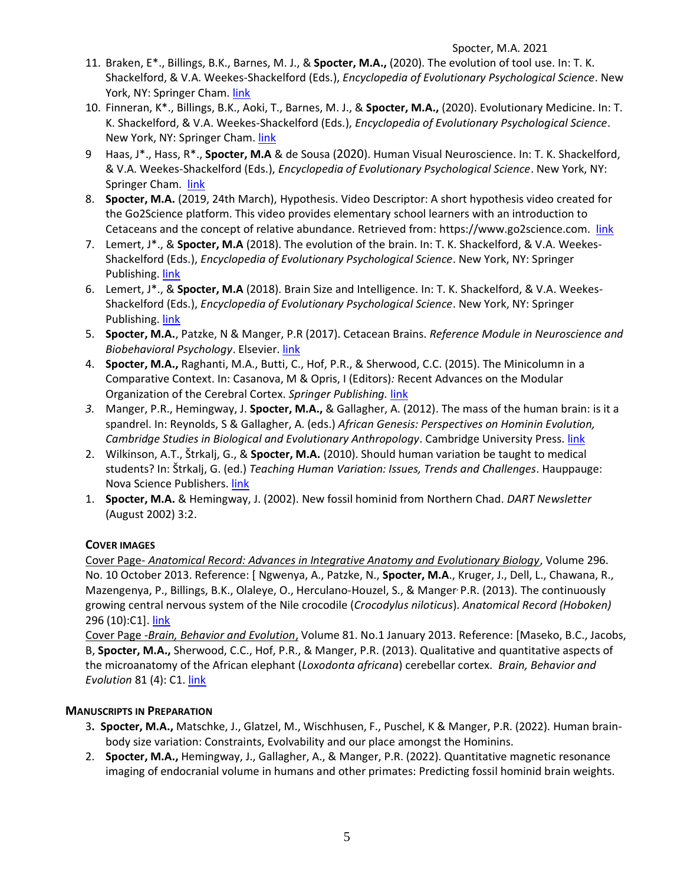11. Braken, E*., Billings, B.K., Barnes, M. J., & **Spocter, M.A.,** (2020). The evolution of tool use. In: T. K. Shackelford, & V.A. Weekes-Shackelford (Eds.), *Encyclopedia of Evolutionary Psychological Science*. New York, NY: Springer Cham. link
10. Finneran, K*., Billings, B.K., Aoki, T., Barnes, M. J., & **Spocter, M.A.,** (2020). Evolutionary Medicine. In: T. K. Shackelford, & V.A. Weekes-Shackelford (Eds.), *Encyclopedia of Evolutionary Psychological Science*. New York, NY: Springer Cham. link
9. Haas, J*., Hass, R*., **Spocter, M.A** & de Sousa (2020). Human Visual Neuroscience. In: T. K. Shackelford, & V.A. Weekes-Shackelford (Eds.), *Encyclopedia of Evolutionary Psychological Science*. New York, NY: Springer Cham. link
8. **Spocter, M.A.** (2019, 24th March), Hypothesis. Video Descriptor: A short hypothesis video created for the Go2Science platform. This video provides elementary school learners with an introduction to Cetaceans and the concept of relative abundance. Retrieved from: https://www.go2science.com. link
7. Lemert, J*., & **Spocter, M.A** (2018). The evolution of the brain. In: T. K. Shackelford, & V.A. Weekes-Shackelford (Eds.), *Encyclopedia of Evolutionary Psychological Science*. New York, NY: Springer Publishing. link
6. Lemert, J*., & **Spocter, M.A** (2018). Brain Size and Intelligence. In: T. K. Shackelford, & V.A. Weekes-Shackelford (Eds.), *Encyclopedia of Evolutionary Psychological Science*. New York, NY: Springer Publishing. link
5. **Spocter, M.A.**, Patzke, N & Manger, P.R (2017). Cetacean Brains. *Reference Module in Neuroscience and Biobehavioral Psychology*. Elsevier. link
4. **Spocter, M.A.,** Raghanti, M.A., Butti, C., Hof, P.R., & Sherwood, C.C. (2015). The Minicolumn in a Comparative Context. In: Casanova, M & Opris, I (Editors)*:* Recent Advances on the Modular Organization of the Cerebral Cortex. *Springer Publishing.* link
3. Manger, P.R., Hemingway, J. **Spocter, M.A.,** & Gallagher, A. (2012). The mass of the human brain: is it a spandrel. In: Reynolds, S & Gallagher, A. (eds.) *African Genesis: Perspectives on Hominin Evolution, Cambridge Studies in Biological and Evolutionary Anthropology*. Cambridge University Press. link
2. Wilkinson, A.T., Štrkalj, G., & **Spocter, M.A.** (2010). Should human variation be taught to medical students? In: Štrkalj, G. (ed.) *Teaching Human Variation: Issues, Trends and Challenges*. Hauppauge: Nova Science Publishers. link
1. **Spocter, M.A.** & Hemingway, J. (2002). New fossil hominid from Northern Chad. *DART Newsletter* (August 2002) 3:2.

### COVER IMAGES

Cover Page- *Anatomical Record: Advances in Integrative Anatomy and Evolutionary Biology*, Volume 296. No. 10 October 2013. Reference: [ Ngwenya, A., Patzke, N., **Spocter, M.A**., Kruger, J., Dell, L., Chawana, R., Mazengenya, P., Billings, B.K., Olaleye, O., Herculano-Houzel, S., & Manger, P.R. (2013). The continuously growing central nervous system of the Nile crocodile (*Crocodylus niloticus*). *Anatomical Record (Hoboken)* 296 (10):C1]. link

Cover Page -*Brain, Behavior and Evolution*, Volume 81. No.1 January 2013. Reference: [Maseko, B.C., Jacobs, B, **Spocter, M.A.,** Sherwood, C.C., Hof, P.R., & Manger, P.R. (2013). Qualitative and quantitative aspects of the microanatomy of the African elephant (*Loxodonta africana*) cerebellar cortex. *Brain, Behavior and Evolution* 81 (4): C1. link

### MANUSCRIPTS IN PREPARATION

3. **Spocter, M.A.,** Matschke, J., Glatzel, M., Wischhusen, F., Puschel, K & Manger, P.R. (2022). Human brain-body size variation: Constraints, Evolvability and our place amongst the Hominins.
2. **Spocter, M.A.,** Hemingway, J., Gallagher, A., & Manger, P.R. (2022). Quantitative magnetic resonance imaging of endocranial volume in humans and other primates: Predicting fossil hominid brain weights.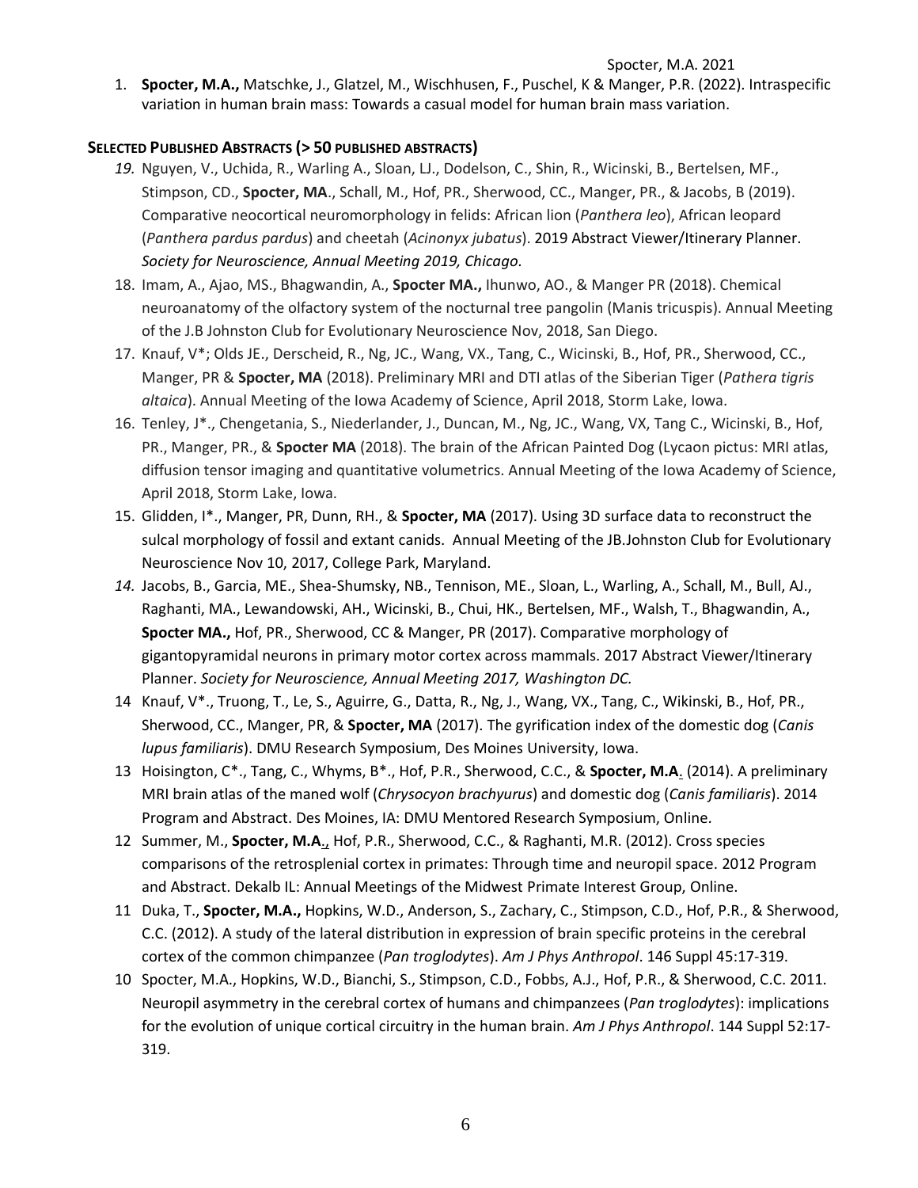1. **Spocter, M.A.,** Matschke, J., Glatzel, M., Wischhusen, F., Puschel, K & Manger, P.R. (2022). Intraspecific variation in human brain mass: Towards a casual model for human brain mass variation.

### SELECTED PUBLISHED ABSTRACTS (> 50 PUBLISHED ABSTRACTS)

*19.* Nguyen, V., Uchida, R., Warling A., Sloan, LJ., Dodelson, C., Shin, R., Wicinski, B., Bertelsen, MF., Stimpson, CD., **Spocter, MA**., Schall, M., Hof, PR., Sherwood, CC., Manger, PR., & Jacobs, B (2019). Comparative neocortical neuromorphology in felids: African lion (*Panthera leo*), African leopard (*Panthera pardus pardus*) and cheetah (*Acinonyx jubatus*). 2019 Abstract Viewer/Itinerary Planner. *Society for Neuroscience, Annual Meeting 2019, Chicago.*

18. Imam, A., Ajao, MS., Bhagwandin, A., **Spocter MA.,** Ihunwo, AO., & Manger PR (2018). Chemical neuroanatomy of the olfactory system of the nocturnal tree pangolin (Manis tricuspis). Annual Meeting of the J.B Johnston Club for Evolutionary Neuroscience Nov, 2018, San Diego.

17. Knauf, V*; Olds JE., Derscheid, R., Ng, JC., Wang, VX., Tang, C., Wicinski, B., Hof, PR., Sherwood, CC., Manger, PR & **Spocter, MA** (2018). Preliminary MRI and DTI atlas of the Siberian Tiger (*Pathera tigris altaica*). Annual Meeting of the Iowa Academy of Science, April 2018, Storm Lake, Iowa.

16. Tenley, J*., Chengetania, S., Niederlander, J., Duncan, M., Ng, JC., Wang, VX, Tang C., Wicinski, B., Hof, PR., Manger, PR., & **Spocter MA** (2018). The brain of the African Painted Dog (Lycaon pictus: MRI atlas, diffusion tensor imaging and quantitative volumetrics. Annual Meeting of the Iowa Academy of Science, April 2018, Storm Lake, Iowa.

15. Glidden, I*., Manger, PR, Dunn, RH., & **Spocter, MA** (2017). Using 3D surface data to reconstruct the sulcal morphology of fossil and extant canids. Annual Meeting of the JB.Johnston Club for Evolutionary Neuroscience Nov 10, 2017, College Park, Maryland.

*14.* Jacobs, B., Garcia, ME., Shea-Shumsky, NB., Tennison, ME., Sloan, L., Warling, A., Schall, M., Bull, AJ., Raghanti, MA., Lewandowski, AH., Wicinski, B., Chui, HK., Bertelsen, MF., Walsh, T., Bhagwandin, A., **Spocter MA.,** Hof, PR., Sherwood, CC & Manger, PR (2017). Comparative morphology of gigantopyramidal neurons in primary motor cortex across mammals. 2017 Abstract Viewer/Itinerary Planner. *Society for Neuroscience, Annual Meeting 2017, Washington DC.*

14 Knauf, V*., Truong, T., Le, S., Aguirre, G., Datta, R., Ng, J., Wang, VX., Tang, C., Wikinski, B., Hof, PR., Sherwood, CC., Manger, PR, & **Spocter, MA** (2017). The gyrification index of the domestic dog (*Canis lupus familiaris*). DMU Research Symposium, Des Moines University, Iowa.

13 Hoisington, C*., Tang, C., Whyms, B*., Hof, P.R., Sherwood, C.C., & **Spocter, M.A**. (2014). A preliminary MRI brain atlas of the maned wolf (*Chrysocyon brachyurus*) and domestic dog (*Canis familiaris*). 2014 Program and Abstract. Des Moines, IA: DMU Mentored Research Symposium, Online.

12 Summer, M., **Spocter, M.A**., Hof, P.R., Sherwood, C.C., & Raghanti, M.R. (2012). Cross species comparisons of the retrosplenial cortex in primates: Through time and neuropil space. 2012 Program and Abstract. Dekalb IL: Annual Meetings of the Midwest Primate Interest Group, Online.

11 Duka, T., **Spocter, M.A.,** Hopkins, W.D., Anderson, S., Zachary, C., Stimpson, C.D., Hof, P.R., & Sherwood, C.C. (2012). A study of the lateral distribution in expression of brain specific proteins in the cerebral cortex of the common chimpanzee (*Pan troglodytes*). *Am J Phys Anthropol*. 146 Suppl 45:17-319.

10 Spocter, M.A., Hopkins, W.D., Bianchi, S., Stimpson, C.D., Fobbs, A.J., Hof, P.R., & Sherwood, C.C. 2011. Neuropil asymmetry in the cerebral cortex of humans and chimpanzees (*Pan troglodytes*): implications for the evolution of unique cortical circuitry in the human brain. *Am J Phys Anthropol*. 144 Suppl 52:17-319.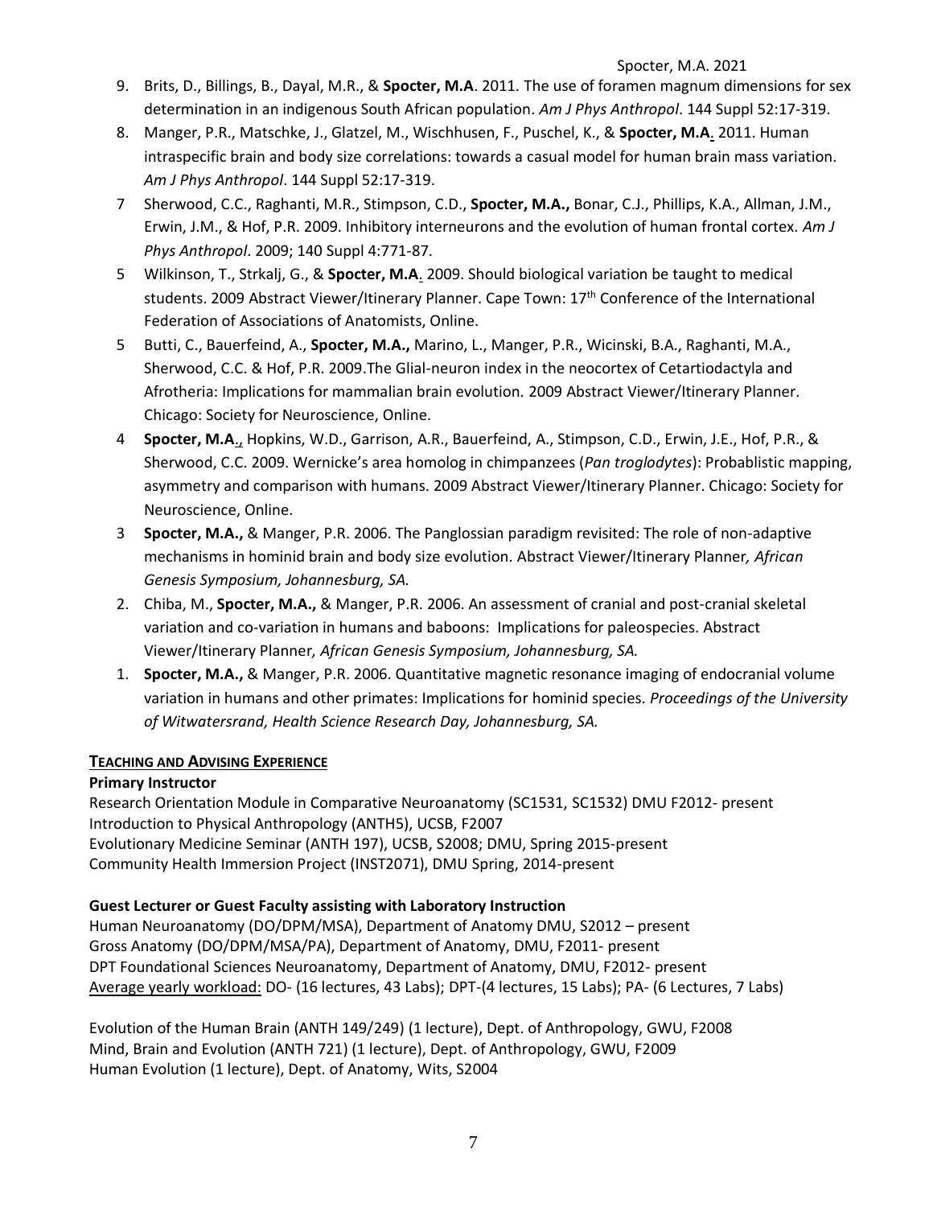9. Brits, D., Billings, B., Dayal, M.R., & **Spocter, M.A**. 2011. The use of foramen magnum dimensions for sex determination in an indigenous South African population. *Am J Phys Anthropol*. 144 Suppl 52:17-319.
8. Manger, P.R., Matschke, J., Glatzel, M., Wischhusen, F., Puschel, K., & **Spocter, M.A**. 2011. Human intraspecific brain and body size correlations: towards a casual model for human brain mass variation. *Am J Phys Anthropol*. 144 Suppl 52:17-319.
7 Sherwood, C.C., Raghanti, M.R., Stimpson, C.D., **Spocter, M.A.,** Bonar, C.J., Phillips, K.A., Allman, J.M., Erwin, J.M., & Hof, P.R. 2009. Inhibitory interneurons and the evolution of human frontal cortex. *Am J Phys Anthropol*. 2009; 140 Suppl 4:771-87.
5 Wilkinson, T., Strkalj, G., & **Spocter, M.A**. 2009. Should biological variation be taught to medical students. 2009 Abstract Viewer/Itinerary Planner. Cape Town: 17th Conference of the International Federation of Associations of Anatomists, Online.
5 Butti, C., Bauerfeind, A., **Spocter, M.A.,** Marino, L., Manger, P.R., Wicinski, B.A., Raghanti, M.A., Sherwood, C.C. & Hof, P.R. 2009.The Glial-neuron index in the neocortex of Cetartiodactyla and Afrotheria: Implications for mammalian brain evolution. 2009 Abstract Viewer/Itinerary Planner. Chicago: Society for Neuroscience, Online.
4 **Spocter, M.A**., Hopkins, W.D., Garrison, A.R., Bauerfeind, A., Stimpson, C.D., Erwin, J.E., Hof, P.R., & Sherwood, C.C. 2009. Wernicke's area homolog in chimpanzees (*Pan troglodytes*): Probablistic mapping, asymmetry and comparison with humans. 2009 Abstract Viewer/Itinerary Planner. Chicago: Society for Neuroscience, Online.
3 **Spocter, M.A.,** & Manger, P.R. 2006. The Panglossian paradigm revisited: The role of non-adaptive mechanisms in hominid brain and body size evolution. Abstract Viewer/Itinerary Planner*, African Genesis Symposium, Johannesburg, SA.*
2. Chiba, M., **Spocter, M.A.,** & Manger, P.R. 2006. An assessment of cranial and post-cranial skeletal variation and co-variation in humans and baboons: Implications for paleospecies. Abstract Viewer/Itinerary Planner*, African Genesis Symposium, Johannesburg, SA.*
1. **Spocter, M.A.,** & Manger, P.R. 2006. Quantitative magnetic resonance imaging of endocranial volume variation in humans and other primates: Implications for hominid species. *Proceedings of the University of Witwatersrand, Health Science Research Day, Johannesburg, SA.*

## TEACHING AND ADVISING EXPERIENCE

**Primary Instructor**

Research Orientation Module in Comparative Neuroanatomy (SC1531, SC1532) DMU F2012- present
Introduction to Physical Anthropology (ANTH5), UCSB, F2007
Evolutionary Medicine Seminar (ANTH 197), UCSB, S2008; DMU, Spring 2015-present
Community Health Immersion Project (INST2071), DMU Spring, 2014-present

**Guest Lecturer or Guest Faculty assisting with Laboratory Instruction**

Human Neuroanatomy (DO/DPM/MSA), Department of Anatomy DMU, S2012 – present
Gross Anatomy (DO/DPM/MSA/PA), Department of Anatomy, DMU, F2011- present
DPT Foundational Sciences Neuroanatomy, Department of Anatomy, DMU, F2012- present
Average yearly workload: DO- (16 lectures, 43 Labs); DPT-(4 lectures, 15 Labs); PA- (6 Lectures, 7 Labs)

Evolution of the Human Brain (ANTH 149/249) (1 lecture), Dept. of Anthropology, GWU, F2008
Mind, Brain and Evolution (ANTH 721) (1 lecture), Dept. of Anthropology, GWU, F2009
Human Evolution (1 lecture), Dept. of Anatomy, Wits, S2004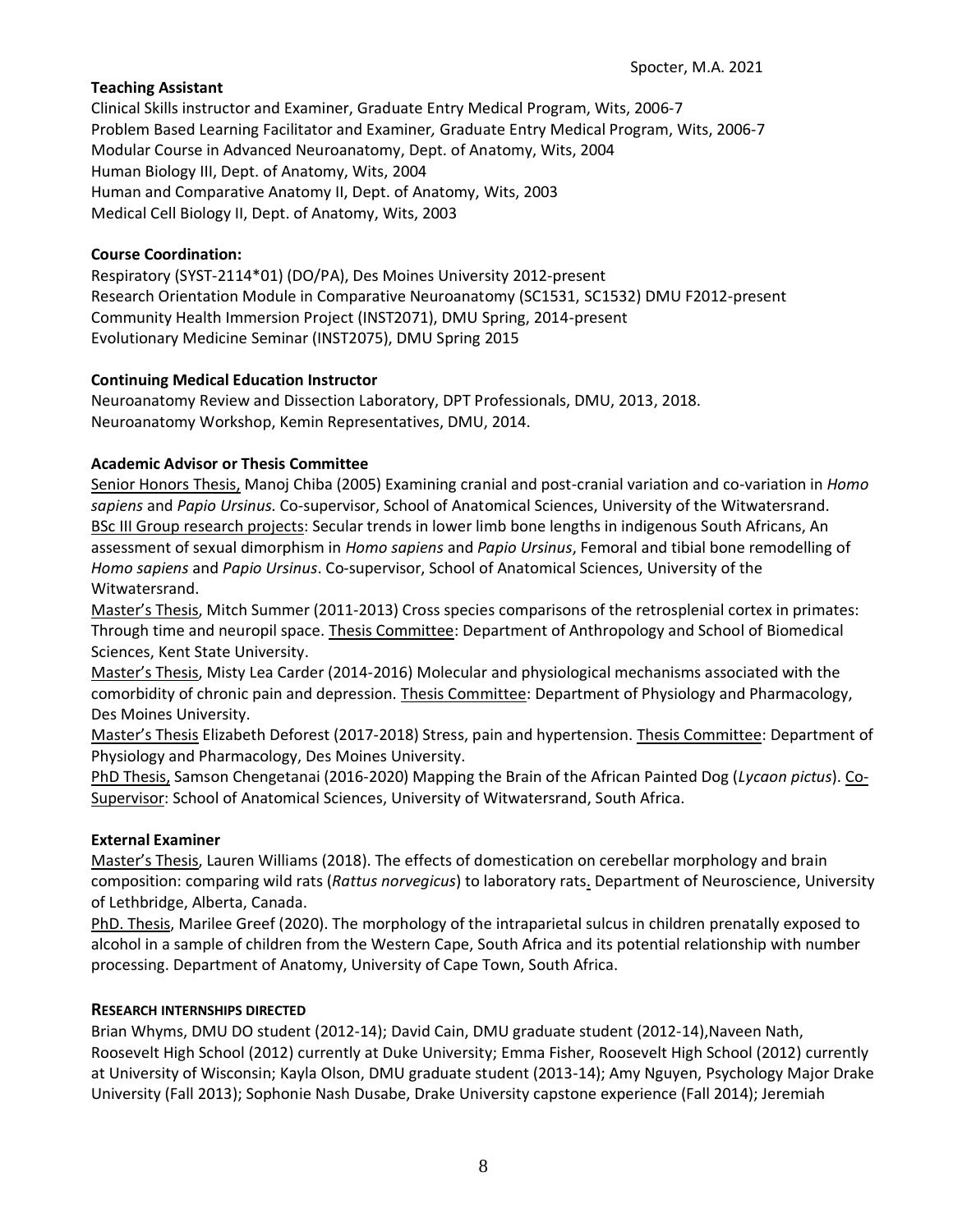**Teaching Assistant**

Clinical Skills instructor and Examiner, Graduate Entry Medical Program, Wits, 2006-7
Problem Based Learning Facilitator and Examiner*,* Graduate Entry Medical Program, Wits, 2006-7
Modular Course in Advanced Neuroanatomy, Dept. of Anatomy, Wits, 2004
Human Biology III, Dept. of Anatomy, Wits, 2004
Human and Comparative Anatomy II, Dept. of Anatomy, Wits, 2003
Medical Cell Biology II, Dept. of Anatomy, Wits, 2003

**Course Coordination:**

Respiratory (SYST-2114*01) (DO/PA), Des Moines University 2012-present
Research Orientation Module in Comparative Neuroanatomy (SC1531, SC1532) DMU F2012-present
Community Health Immersion Project (INST2071), DMU Spring, 2014-present
Evolutionary Medicine Seminar (INST2075), DMU Spring 2015

**Continuing Medical Education Instructor**

Neuroanatomy Review and Dissection Laboratory, DPT Professionals, DMU, 2013, 2018.
Neuroanatomy Workshop, Kemin Representatives, DMU, 2014.

**Academic Advisor or Thesis Committee**

Senior Honors Thesis, Manoj Chiba (2005) Examining cranial and post-cranial variation and co-variation in *Homo sapiens* and *Papio Ursinus.* Co-supervisor, School of Anatomical Sciences, University of the Witwatersrand.
BSc III Group research projects: Secular trends in lower limb bone lengths in indigenous South Africans, An assessment of sexual dimorphism in *Homo sapiens* and *Papio Ursinus*, Femoral and tibial bone remodelling of *Homo sapiens* and *Papio Ursinus*. Co-supervisor, School of Anatomical Sciences, University of the Witwatersrand.
Master's Thesis, Mitch Summer (2011-2013) Cross species comparisons of the retrosplenial cortex in primates: Through time and neuropil space. Thesis Committee: Department of Anthropology and School of Biomedical Sciences, Kent State University.
Master's Thesis, Misty Lea Carder (2014-2016) Molecular and physiological mechanisms associated with the comorbidity of chronic pain and depression. Thesis Committee: Department of Physiology and Pharmacology, Des Moines University.
Master's Thesis Elizabeth Deforest (2017-2018) Stress, pain and hypertension. Thesis Committee: Department of Physiology and Pharmacology, Des Moines University.
PhD Thesis, Samson Chengetanai (2016-2020) Mapping the Brain of the African Painted Dog (*Lycaon pictus*). Co-Supervisor: School of Anatomical Sciences, University of Witwatersrand, South Africa.

**External Examiner**

Master's Thesis, Lauren Williams (2018). The effects of domestication on cerebellar morphology and brain composition: comparing wild rats (*Rattus norvegicus*) to laboratory rats. Department of Neuroscience, University of Lethbridge, Alberta, Canada.
PhD. Thesis, Marilee Greef (2020). The morphology of the intraparietal sulcus in children prenatally exposed to alcohol in a sample of children from the Western Cape, South Africa and its potential relationship with number processing. Department of Anatomy, University of Cape Town, South Africa.

**RESEARCH INTERNSHIPS DIRECTED**

Brian Whyms, DMU DO student (2012-14); David Cain, DMU graduate student (2012-14),Naveen Nath, Roosevelt High School (2012) currently at Duke University; Emma Fisher, Roosevelt High School (2012) currently at University of Wisconsin; Kayla Olson, DMU graduate student (2013-14); Amy Nguyen, Psychology Major Drake University (Fall 2013); Sophonie Nash Dusabe, Drake University capstone experience (Fall 2014); Jeremiah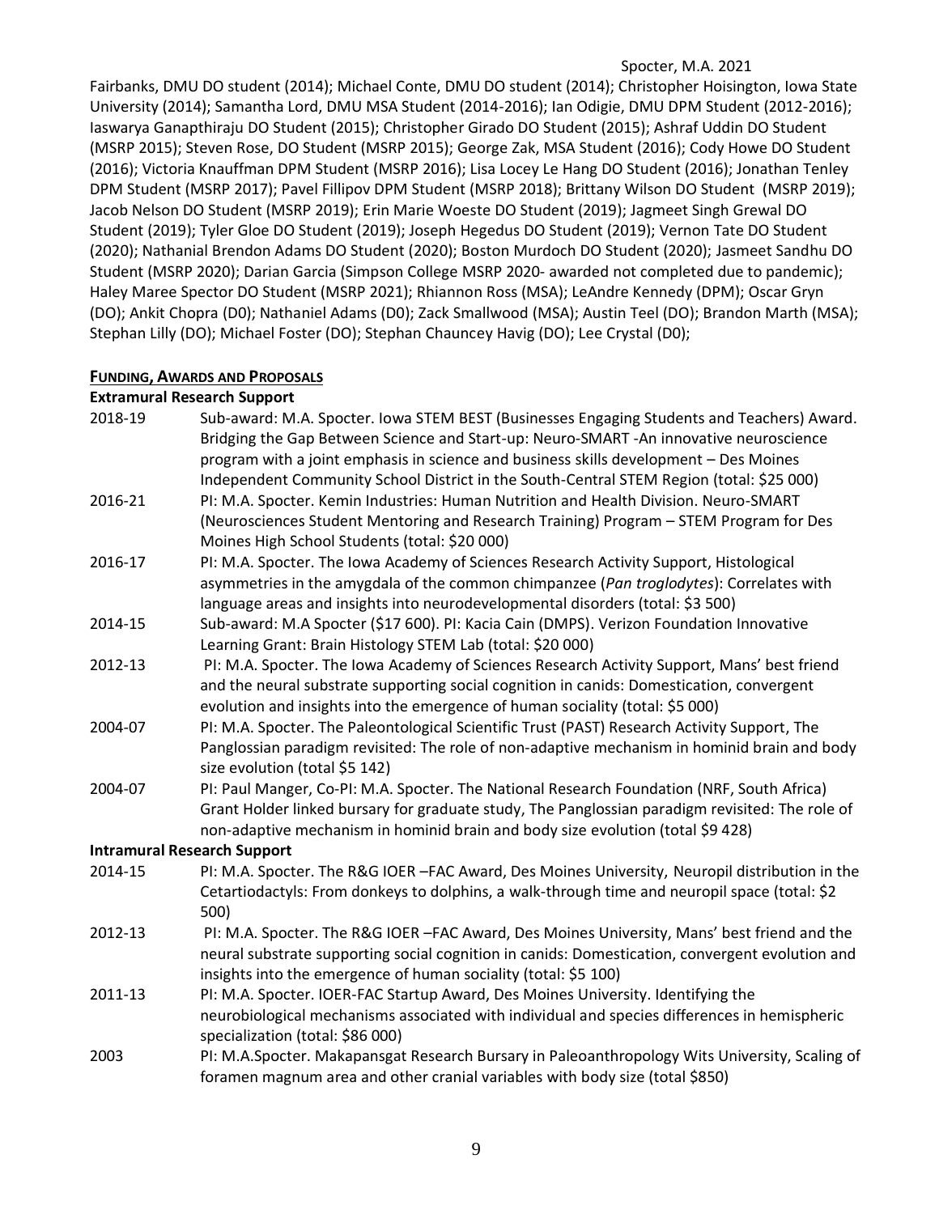Fairbanks, DMU DO student (2014); Michael Conte, DMU DO student (2014); Christopher Hoisington, Iowa State University (2014); Samantha Lord, DMU MSA Student (2014-2016); Ian Odigie, DMU DPM Student (2012-2016); Iaswarya Ganapthiraju DO Student (2015); Christopher Girado DO Student (2015); Ashraf Uddin DO Student (MSRP 2015); Steven Rose, DO Student (MSRP 2015); George Zak, MSA Student (2016); Cody Howe DO Student (2016); Victoria Knauffman DPM Student (MSRP 2016); Lisa Locey Le Hang DO Student (2016); Jonathan Tenley DPM Student (MSRP 2017); Pavel Fillipov DPM Student (MSRP 2018); Brittany Wilson DO Student (MSRP 2019); Jacob Nelson DO Student (MSRP 2019); Erin Marie Woeste DO Student (2019); Jagmeet Singh Grewal DO Student (2019); Tyler Gloe DO Student (2019); Joseph Hegedus DO Student (2019); Vernon Tate DO Student (2020); Nathanial Brendon Adams DO Student (2020); Boston Murdoch DO Student (2020); Jasmeet Sandhu DO Student (MSRP 2020); Darian Garcia (Simpson College MSRP 2020- awarded not completed due to pandemic); Haley Maree Spector DO Student (MSRP 2021); Rhiannon Ross (MSA); LeAndre Kennedy (DPM); Oscar Gryn (DO); Ankit Chopra (D0); Nathaniel Adams (D0); Zack Smallwood (MSA); Austin Teel (DO); Brandon Marth (MSA); Stephan Lilly (DO); Michael Foster (DO); Stephan Chauncey Havig (DO); Lee Crystal (D0);

## FUNDING, AWARDS AND PROPOSALS

### Extramural Research Support

2018-19 Sub-award: M.A. Spocter. Iowa STEM BEST (Businesses Engaging Students and Teachers) Award. Bridging the Gap Between Science and Start-up: Neuro-SMART -An innovative neuroscience program with a joint emphasis in science and business skills development – Des Moines Independent Community School District in the South-Central STEM Region (total: $25 000)

2016-21 PI: M.A. Spocter. Kemin Industries: Human Nutrition and Health Division. Neuro-SMART (Neurosciences Student Mentoring and Research Training) Program – STEM Program for Des Moines High School Students (total: $20 000)

2016-17 PI: M.A. Spocter. The Iowa Academy of Sciences Research Activity Support, Histological asymmetries in the amygdala of the common chimpanzee (*Pan troglodytes*): Correlates with language areas and insights into neurodevelopmental disorders (total: $3 500)

2014-15 Sub-award: M.A Spocter ($17 600). PI: Kacia Cain (DMPS). Verizon Foundation Innovative Learning Grant: Brain Histology STEM Lab (total: $20 000)

2012-13 PI: M.A. Spocter. The Iowa Academy of Sciences Research Activity Support, Mans' best friend and the neural substrate supporting social cognition in canids: Domestication, convergent evolution and insights into the emergence of human sociality (total: $5 000)

2004-07 PI: M.A. Spocter. The Paleontological Scientific Trust (PAST) Research Activity Support, The Panglossian paradigm revisited: The role of non-adaptive mechanism in hominid brain and body size evolution (total $5 142)

2004-07 PI: Paul Manger, Co-PI: M.A. Spocter. The National Research Foundation (NRF, South Africa) Grant Holder linked bursary for graduate study, The Panglossian paradigm revisited: The role of non-adaptive mechanism in hominid brain and body size evolution (total $9 428)

### Intramural Research Support

2014-15 PI: M.A. Spocter. The R&G IOER –FAC Award, Des Moines University, Neuropil distribution in the Cetartiodactyls: From donkeys to dolphins, a walk-through time and neuropil space (total: $2 500)

2012-13 PI: M.A. Spocter. The R&G IOER –FAC Award, Des Moines University, Mans' best friend and the neural substrate supporting social cognition in canids: Domestication, convergent evolution and insights into the emergence of human sociality (total: $5 100)

2011-13 PI: M.A. Spocter. IOER-FAC Startup Award, Des Moines University. Identifying the neurobiological mechanisms associated with individual and species differences in hemispheric specialization (total: $86 000)

2003 PI: M.A.Spocter. Makapansgat Research Bursary in Paleoanthropology Wits University, Scaling of foramen magnum area and other cranial variables with body size (total $850)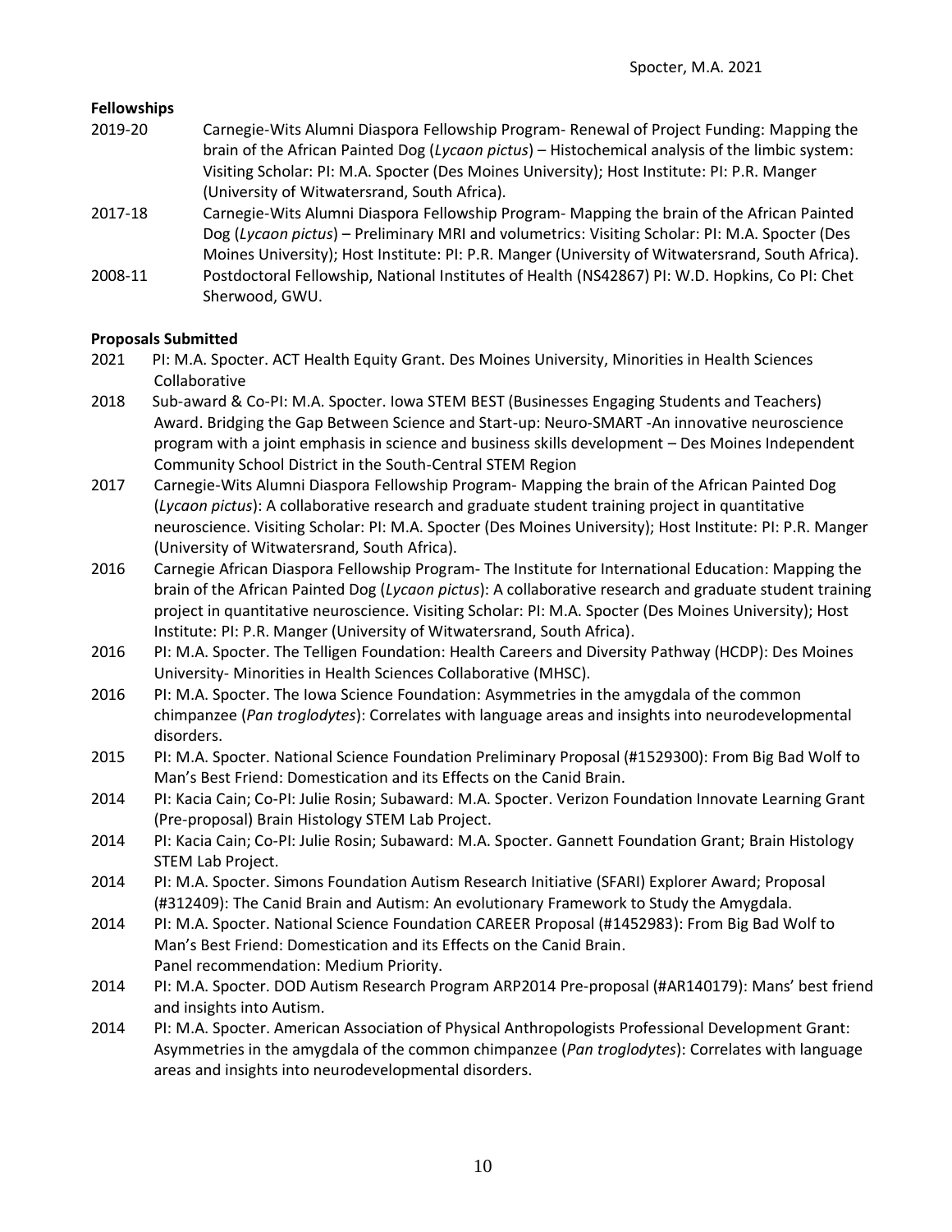**Fellowships**

2019-20 Carnegie-Wits Alumni Diaspora Fellowship Program- Renewal of Project Funding: Mapping the brain of the African Painted Dog (*Lycaon pictus*) – Histochemical analysis of the limbic system: Visiting Scholar: PI: M.A. Spocter (Des Moines University); Host Institute: PI: P.R. Manger (University of Witwatersrand, South Africa).

2017-18 Carnegie-Wits Alumni Diaspora Fellowship Program- Mapping the brain of the African Painted Dog (*Lycaon pictus*) – Preliminary MRI and volumetrics: Visiting Scholar: PI: M.A. Spocter (Des Moines University); Host Institute: PI: P.R. Manger (University of Witwatersrand, South Africa).

2008-11 Postdoctoral Fellowship, National Institutes of Health (NS42867) PI: W.D. Hopkins, Co PI: Chet Sherwood, GWU.

**Proposals Submitted**

2021 PI: M.A. Spocter. ACT Health Equity Grant. Des Moines University, Minorities in Health Sciences Collaborative

2018 Sub-award & Co-PI: M.A. Spocter. Iowa STEM BEST (Businesses Engaging Students and Teachers) Award. Bridging the Gap Between Science and Start-up: Neuro-SMART -An innovative neuroscience program with a joint emphasis in science and business skills development – Des Moines Independent Community School District in the South-Central STEM Region

2017 Carnegie-Wits Alumni Diaspora Fellowship Program- Mapping the brain of the African Painted Dog (*Lycaon pictus*): A collaborative research and graduate student training project in quantitative neuroscience. Visiting Scholar: PI: M.A. Spocter (Des Moines University); Host Institute: PI: P.R. Manger (University of Witwatersrand, South Africa).

2016 Carnegie African Diaspora Fellowship Program- The Institute for International Education: Mapping the brain of the African Painted Dog (*Lycaon pictus*): A collaborative research and graduate student training project in quantitative neuroscience. Visiting Scholar: PI: M.A. Spocter (Des Moines University); Host Institute: PI: P.R. Manger (University of Witwatersrand, South Africa).

2016 PI: M.A. Spocter. The Telligen Foundation: Health Careers and Diversity Pathway (HCDP): Des Moines University- Minorities in Health Sciences Collaborative (MHSC).

2016 PI: M.A. Spocter. The Iowa Science Foundation: Asymmetries in the amygdala of the common chimpanzee (*Pan troglodytes*): Correlates with language areas and insights into neurodevelopmental disorders.

2015 PI: M.A. Spocter. National Science Foundation Preliminary Proposal (#1529300): From Big Bad Wolf to Man's Best Friend: Domestication and its Effects on the Canid Brain.

2014 PI: Kacia Cain; Co-PI: Julie Rosin; Subaward: M.A. Spocter. Verizon Foundation Innovate Learning Grant (Pre-proposal) Brain Histology STEM Lab Project.

2014 PI: Kacia Cain; Co-PI: Julie Rosin; Subaward: M.A. Spocter. Gannett Foundation Grant; Brain Histology STEM Lab Project.

2014 PI: M.A. Spocter. Simons Foundation Autism Research Initiative (SFARI) Explorer Award; Proposal (#312409): The Canid Brain and Autism: An evolutionary Framework to Study the Amygdala.

2014 PI: M.A. Spocter. National Science Foundation CAREER Proposal (#1452983): From Big Bad Wolf to Man's Best Friend: Domestication and its Effects on the Canid Brain.
Panel recommendation: Medium Priority.

2014 PI: M.A. Spocter. DOD Autism Research Program ARP2014 Pre-proposal (#AR140179): Mans' best friend and insights into Autism.

2014 PI: M.A. Spocter. American Association of Physical Anthropologists Professional Development Grant: Asymmetries in the amygdala of the common chimpanzee (*Pan troglodytes*): Correlates with language areas and insights into neurodevelopmental disorders.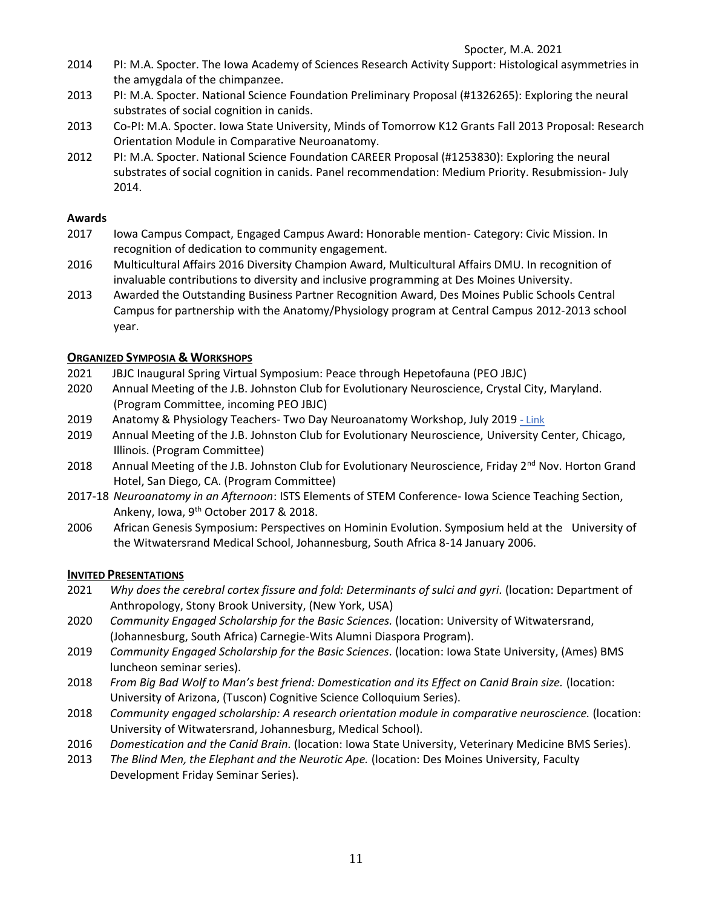2014 PI: M.A. Spocter. The Iowa Academy of Sciences Research Activity Support: Histological asymmetries in the amygdala of the chimpanzee.

2013 PI: M.A. Spocter. National Science Foundation Preliminary Proposal (#1326265): Exploring the neural substrates of social cognition in canids.

2013 Co-PI: M.A. Spocter. Iowa State University, Minds of Tomorrow K12 Grants Fall 2013 Proposal: Research Orientation Module in Comparative Neuroanatomy.

2012 PI: M.A. Spocter. National Science Foundation CAREER Proposal (#1253830): Exploring the neural substrates of social cognition in canids. Panel recommendation: Medium Priority. Resubmission- July 2014.

### Awards

2017 Iowa Campus Compact, Engaged Campus Award: Honorable mention- Category: Civic Mission. In recognition of dedication to community engagement.

2016 Multicultural Affairs 2016 Diversity Champion Award, Multicultural Affairs DMU. In recognition of invaluable contributions to diversity and inclusive programming at Des Moines University.

2013 Awarded the Outstanding Business Partner Recognition Award, Des Moines Public Schools Central Campus for partnership with the Anatomy/Physiology program at Central Campus 2012-2013 school year.

## Organized Symposia & Workshops

2021 JBJC Inaugural Spring Virtual Symposium: Peace through Hepetofauna (PEO JBJC)

2020 Annual Meeting of the J.B. Johnston Club for Evolutionary Neuroscience, Crystal City, Maryland. (Program Committee, incoming PEO JBJC)

2019 Anatomy & Physiology Teachers- Two Day Neuroanatomy Workshop, July 2019 - Link

2019 Annual Meeting of the J.B. Johnston Club for Evolutionary Neuroscience, University Center, Chicago, Illinois. (Program Committee)

2018 Annual Meeting of the J.B. Johnston Club for Evolutionary Neuroscience, Friday 2nd Nov. Horton Grand Hotel, San Diego, CA. (Program Committee)

2017-18 *Neuroanatomy in an Afternoon*: ISTS Elements of STEM Conference- Iowa Science Teaching Section, Ankeny, Iowa, 9th October 2017 & 2018.

2006 African Genesis Symposium: Perspectives on Hominin Evolution. Symposium held at the University of the Witwatersrand Medical School, Johannesburg, South Africa 8-14 January 2006.

## Invited Presentations

2021 *Why does the cerebral cortex fissure and fold: Determinants of sulci and gyri.* (location: Department of Anthropology, Stony Brook University, (New York, USA)

2020 *Community Engaged Scholarship for the Basic Sciences.* (location: University of Witwatersrand, (Johannesburg, South Africa) Carnegie-Wits Alumni Diaspora Program).

2019 *Community Engaged Scholarship for the Basic Sciences.* (location: Iowa State University, (Ames) BMS luncheon seminar series).

2018 *From Big Bad Wolf to Man's best friend: Domestication and its Effect on Canid Brain size.* (location: University of Arizona, (Tuscon) Cognitive Science Colloquium Series).

2018 *Community engaged scholarship: A research orientation module in comparative neuroscience.* (location: University of Witwatersrand, Johannesburg, Medical School).

2016 *Domestication and the Canid Brain.* (location: Iowa State University, Veterinary Medicine BMS Series).

2013 *The Blind Men, the Elephant and the Neurotic Ape.* (location: Des Moines University, Faculty Development Friday Seminar Series).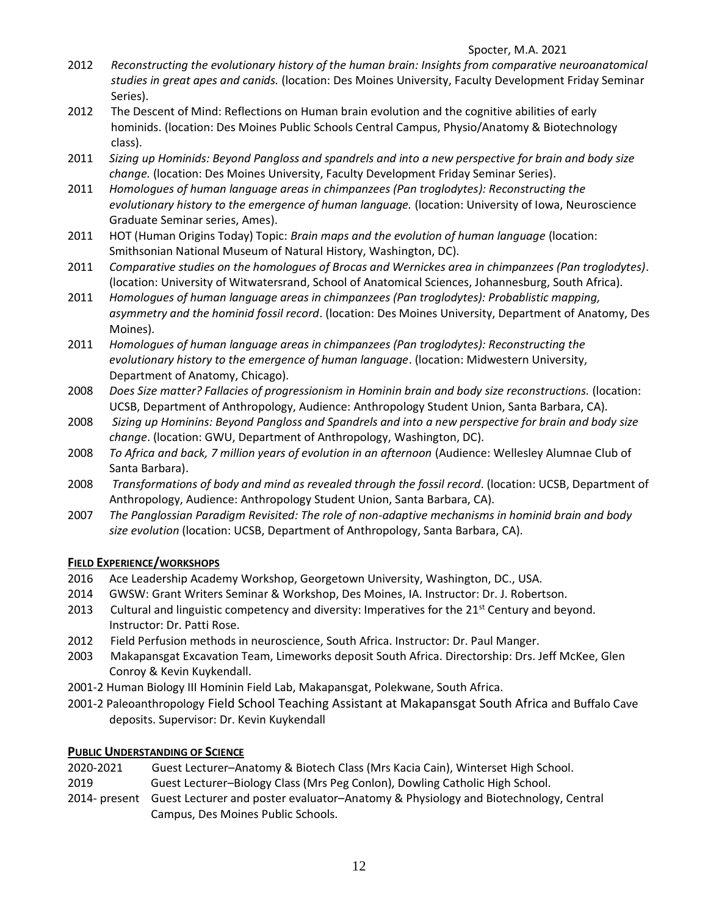2012 *Reconstructing the evolutionary history of the human brain: Insights from comparative neuroanatomical studies in great apes and canids.* (location: Des Moines University, Faculty Development Friday Seminar Series).

2012 The Descent of Mind: Reflections on Human brain evolution and the cognitive abilities of early hominids. (location: Des Moines Public Schools Central Campus, Physio/Anatomy & Biotechnology class).

2011 *Sizing up Hominids: Beyond Pangloss and spandrels and into a new perspective for brain and body size change.* (location: Des Moines University, Faculty Development Friday Seminar Series).

2011 *Homologues of human language areas in chimpanzees (Pan troglodytes): Reconstructing the evolutionary history to the emergence of human language.* (location: University of Iowa, Neuroscience Graduate Seminar series, Ames).

2011 HOT (Human Origins Today) Topic: *Brain maps and the evolution of human language* (location: Smithsonian National Museum of Natural History, Washington, DC).

2011 *Comparative studies on the homologues of Brocas and Wernickes area in chimpanzees (Pan troglodytes)*. (location: University of Witwatersrand, School of Anatomical Sciences, Johannesburg, South Africa).

2011 *Homologues of human language areas in chimpanzees (Pan troglodytes): Probablistic mapping, asymmetry and the hominid fossil record*. (location: Des Moines University, Department of Anatomy, Des Moines).

2011 *Homologues of human language areas in chimpanzees (Pan troglodytes): Reconstructing the evolutionary history to the emergence of human language*. (location: Midwestern University, Department of Anatomy, Chicago).

2008 *Does Size matter? Fallacies of progressionism in Hominin brain and body size reconstructions.* (location: UCSB, Department of Anthropology, Audience: Anthropology Student Union, Santa Barbara, CA).

2008 *Sizing up Hominins: Beyond Pangloss and Spandrels and into a new perspective for brain and body size change*. (location: GWU, Department of Anthropology, Washington, DC).

2008 *To Africa and back, 7 million years of evolution in an afternoon* (Audience: Wellesley Alumnae Club of Santa Barbara).

2008 *Transformations of body and mind as revealed through the fossil record*. (location: UCSB, Department of Anthropology, Audience: Anthropology Student Union, Santa Barbara, CA).

2007 *The Panglossian Paradigm Revisited: The role of non-adaptive mechanisms in hominid brain and body size evolution* (location: UCSB, Department of Anthropology, Santa Barbara, CA).

## FIELD EXPERIENCE/WORKSHOPS

2016 Ace Leadership Academy Workshop, Georgetown University, Washington, DC., USA.

2014 GWSW: Grant Writers Seminar & Workshop, Des Moines, IA. Instructor: Dr. J. Robertson.

2013 Cultural and linguistic competency and diversity: Imperatives for the 21st Century and beyond. Instructor: Dr. Patti Rose.

2012 Field Perfusion methods in neuroscience, South Africa. Instructor: Dr. Paul Manger.

2003 Makapansgat Excavation Team, Limeworks deposit South Africa. Directorship: Drs. Jeff McKee, Glen Conroy & Kevin Kuykendall.

2001-2 Human Biology III Hominin Field Lab, Makapansgat, Polekwane, South Africa.

2001-2 Paleoanthropology Field School Teaching Assistant at Makapansgat South Africa and Buffalo Cave deposits. Supervisor: Dr. Kevin Kuykendall

## PUBLIC UNDERSTANDING OF SCIENCE

2020-2021 Guest Lecturer–Anatomy & Biotech Class (Mrs Kacia Cain), Winterset High School.

2019 Guest Lecturer–Biology Class (Mrs Peg Conlon), Dowling Catholic High School.

2014- present Guest Lecturer and poster evaluator–Anatomy & Physiology and Biotechnology, Central Campus, Des Moines Public Schools.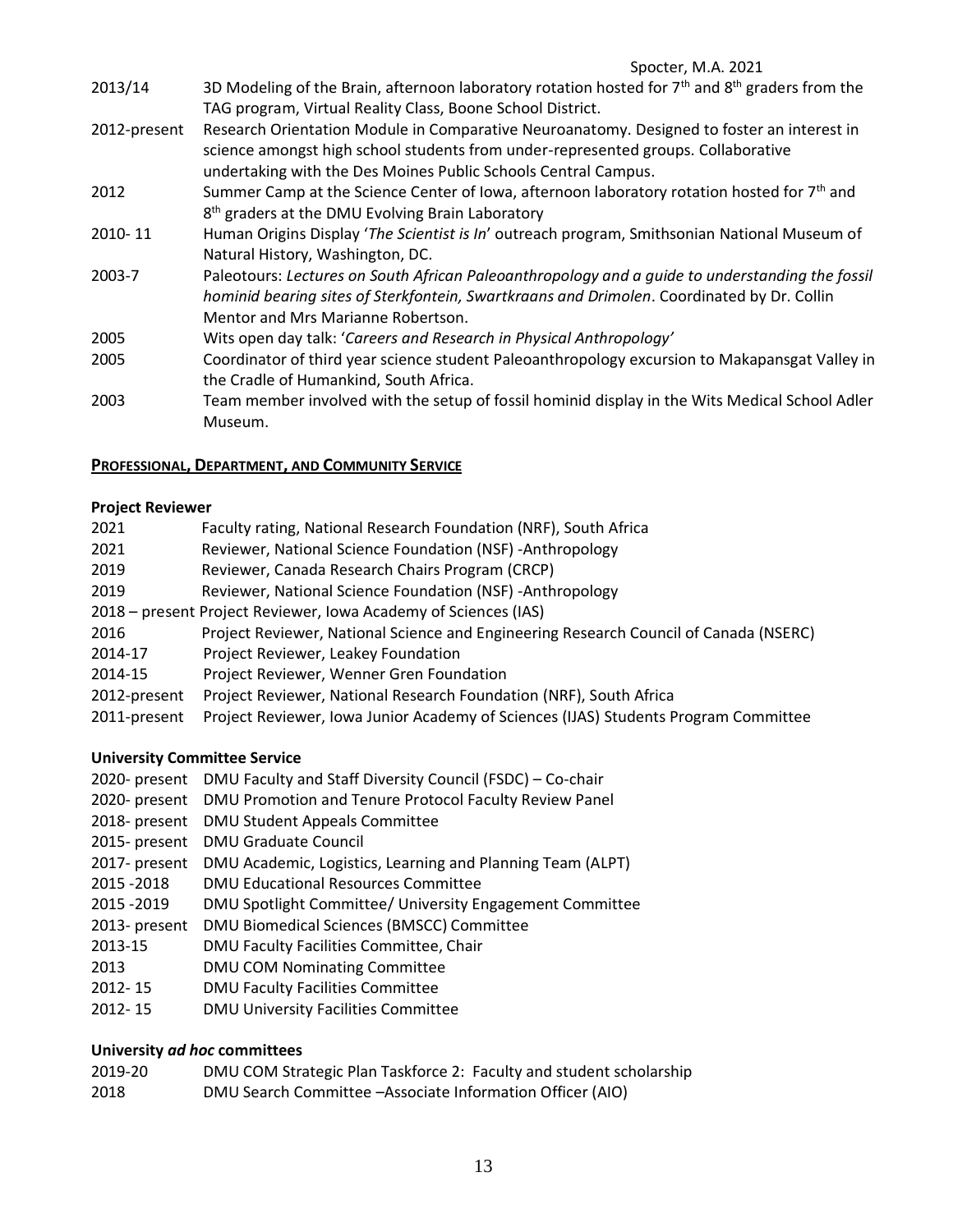| | |
|---|---|
| 2013/14 | 3D Modeling of the Brain, afternoon laboratory rotation hosted for 7th and 8th graders from the TAG program, Virtual Reality Class, Boone School District. |
| 2012-present | Research Orientation Module in Comparative Neuroanatomy. Designed to foster an interest in science amongst high school students from under-represented groups. Collaborative undertaking with the Des Moines Public Schools Central Campus. |
| 2012 | Summer Camp at the Science Center of Iowa, afternoon laboratory rotation hosted for 7th and 8th graders at the DMU Evolving Brain Laboratory |
| 2010- 11 | Human Origins Display '*The Scientist is In*' outreach program, Smithsonian National Museum of Natural History, Washington, DC. |
| 2003-7 | Paleotours: *Lectures on South African Paleoanthropology and a guide to understanding the fossil hominid bearing sites of Sterkfontein, Swartkraans and Drimolen*. Coordinated by Dr. Collin Mentor and Mrs Marianne Robertson. |
| 2005 | Wits open day talk: '*Careers and Research in Physical Anthropology'* |
| 2005 | Coordinator of third year science student Paleoanthropology excursion to Makapansgat Valley in the Cradle of Humankind, South Africa. |
| 2003 | Team member involved with the setup of fossil hominid display in the Wits Medical School Adler Museum. |

## PROFESSIONAL, DEPARTMENT, AND COMMUNITY SERVICE

### Project Reviewer

| | |
|---|---|
| 2021 | Faculty rating, National Research Foundation (NRF), South Africa |
| 2021 | Reviewer, National Science Foundation (NSF) -Anthropology |
| 2019 | Reviewer, Canada Research Chairs Program (CRCP) |
| 2019 | Reviewer, National Science Foundation (NSF) -Anthropology |
| 2018 – present | Project Reviewer, Iowa Academy of Sciences (IAS) |
| 2016 | Project Reviewer, National Science and Engineering Research Council of Canada (NSERC) |
| 2014-17 | Project Reviewer, Leakey Foundation |
| 2014-15 | Project Reviewer, Wenner Gren Foundation |
| 2012-present | Project Reviewer, National Research Foundation (NRF), South Africa |
| 2011-present | Project Reviewer, Iowa Junior Academy of Sciences (IJAS) Students Program Committee |

### University Committee Service

| | |
|---|---|
| 2020- present | DMU Faculty and Staff Diversity Council (FSDC) – Co-chair |
| 2020- present | DMU Promotion and Tenure Protocol Faculty Review Panel |
| 2018- present | DMU Student Appeals Committee |
| 2015- present | DMU Graduate Council |
| 2017- present | DMU Academic, Logistics, Learning and Planning Team (ALPT) |
| 2015 -2018 | DMU Educational Resources Committee |
| 2015 -2019 | DMU Spotlight Committee/ University Engagement Committee |
| 2013- present | DMU Biomedical Sciences (BMSCC) Committee |
| 2013-15 | DMU Faculty Facilities Committee, Chair |
| 2013 | DMU COM Nominating Committee |
| 2012- 15 | DMU Faculty Facilities Committee |
| 2012- 15 | DMU University Facilities Committee |

### University *ad hoc* committees

| | |
|---|---|
| 2019-20 | DMU COM Strategic Plan Taskforce 2: Faculty and student scholarship |
| 2018 | DMU Search Committee –Associate Information Officer (AIO) |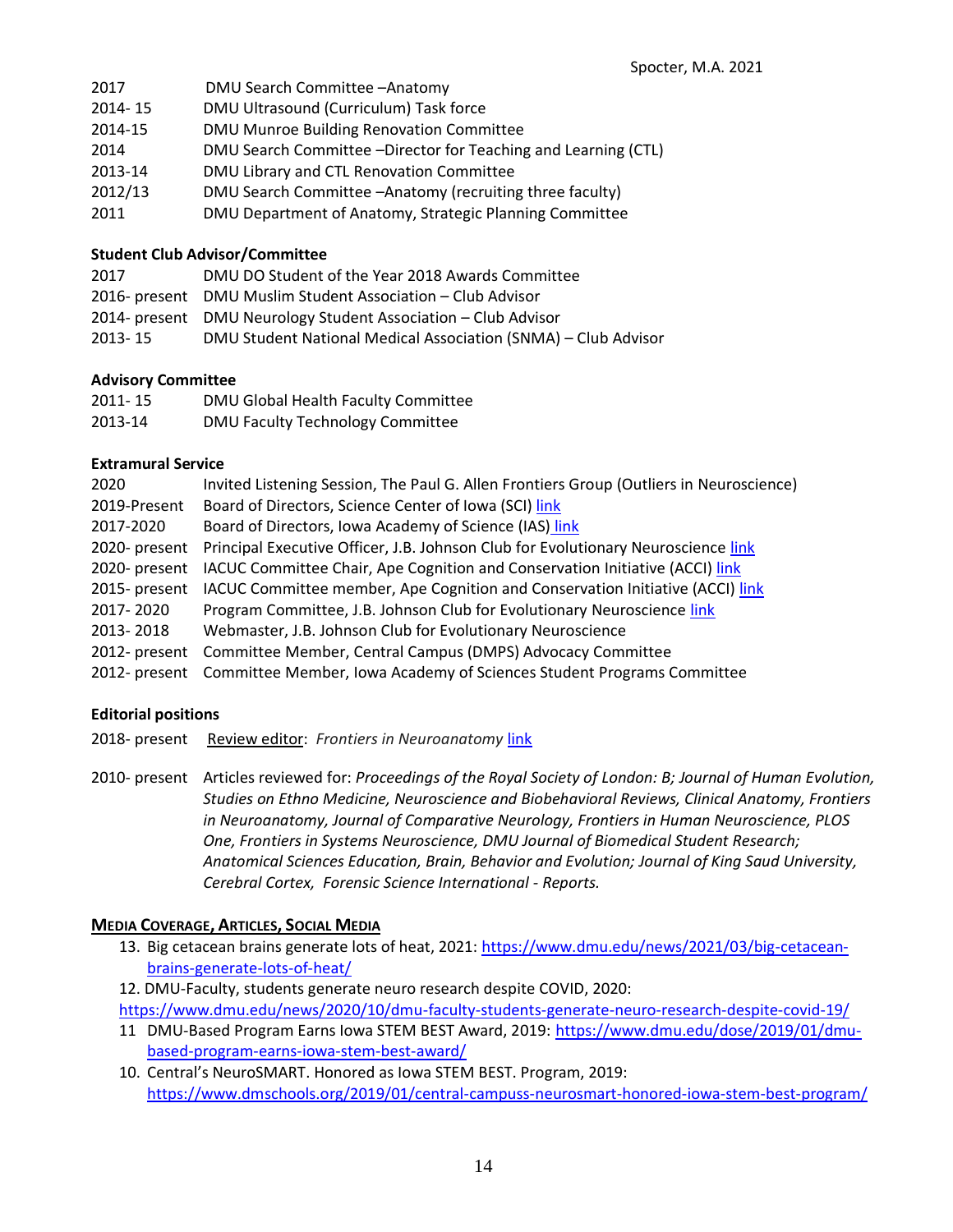| | |
|---|---|
| 2017 | DMU Search Committee –Anatomy |
| 2014- 15 | DMU Ultrasound (Curriculum) Task force |
| 2014-15 | DMU Munroe Building Renovation Committee |
| 2014 | DMU Search Committee –Director for Teaching and Learning (CTL) |
| 2013-14 | DMU Library and CTL Renovation Committee |
| 2012/13 | DMU Search Committee –Anatomy (recruiting three faculty) |
| 2011 | DMU Department of Anatomy, Strategic Planning Committee |

**Student Club Advisor/Committee**

| | |
|---|---|
| 2017 | DMU DO Student of the Year 2018 Awards Committee |
| 2016- present | DMU Muslim Student Association – Club Advisor |
| 2014- present | DMU Neurology Student Association – Club Advisor |
| 2013- 15 | DMU Student National Medical Association (SNMA) – Club Advisor |

**Advisory Committee**

| | |
|---|---|
| 2011- 15 | DMU Global Health Faculty Committee |
| 2013-14 | DMU Faculty Technology Committee |

**Extramural Service**

| | |
|---|---|
| 2020 | Invited Listening Session, The Paul G. Allen Frontiers Group (Outliers in Neuroscience) |
| 2019-Present | Board of Directors, Science Center of Iowa (SCI) link |
| 2017-2020 | Board of Directors, Iowa Academy of Science (IAS) link |
| 2020- present | Principal Executive Officer, J.B. Johnson Club for Evolutionary Neuroscience link |
| 2020- present | IACUC Committee Chair, Ape Cognition and Conservation Initiative (ACCI) link |
| 2015- present | IACUC Committee member, Ape Cognition and Conservation Initiative (ACCI) link |
| 2017- 2020 | Program Committee, J.B. Johnson Club for Evolutionary Neuroscience link |
| 2013- 2018 | Webmaster, J.B. Johnson Club for Evolutionary Neuroscience |
| 2012- present | Committee Member, Central Campus (DMPS) Advocacy Committee |
| 2012- present | Committee Member, Iowa Academy of Sciences Student Programs Committee |

**Editorial positions**

2018- present Review editor: *Frontiers in Neuroanatomy* link

2010- present Articles reviewed for: *Proceedings of the Royal Society of London: B; Journal of Human Evolution, Studies on Ethno Medicine, Neuroscience and Biobehavioral Reviews, Clinical Anatomy, Frontiers in Neuroanatomy, Journal of Comparative Neurology, Frontiers in Human Neuroscience, PLOS One, Frontiers in Systems Neuroscience, DMU Journal of Biomedical Student Research; Anatomical Sciences Education, Brain, Behavior and Evolution; Journal of King Saud University, Cerebral Cortex, Forensic Science International - Reports.*

**MEDIA COVERAGE, ARTICLES, SOCIAL MEDIA**

13. Big cetacean brains generate lots of heat, 2021: https://www.dmu.edu/news/2021/03/big-cetacean-brains-generate-lots-of-heat/
12. DMU-Faculty, students generate neuro research despite COVID, 2020: https://www.dmu.edu/news/2020/10/dmu-faculty-students-generate-neuro-research-despite-covid-19/
11. DMU-Based Program Earns Iowa STEM BEST Award, 2019: https://www.dmu.edu/dose/2019/01/dmu-based-program-earns-iowa-stem-best-award/
10. Central's NeuroSMART. Honored as Iowa STEM BEST. Program, 2019: https://www.dmschools.org/2019/01/central-campuss-neurosmart-honored-iowa-stem-best-program/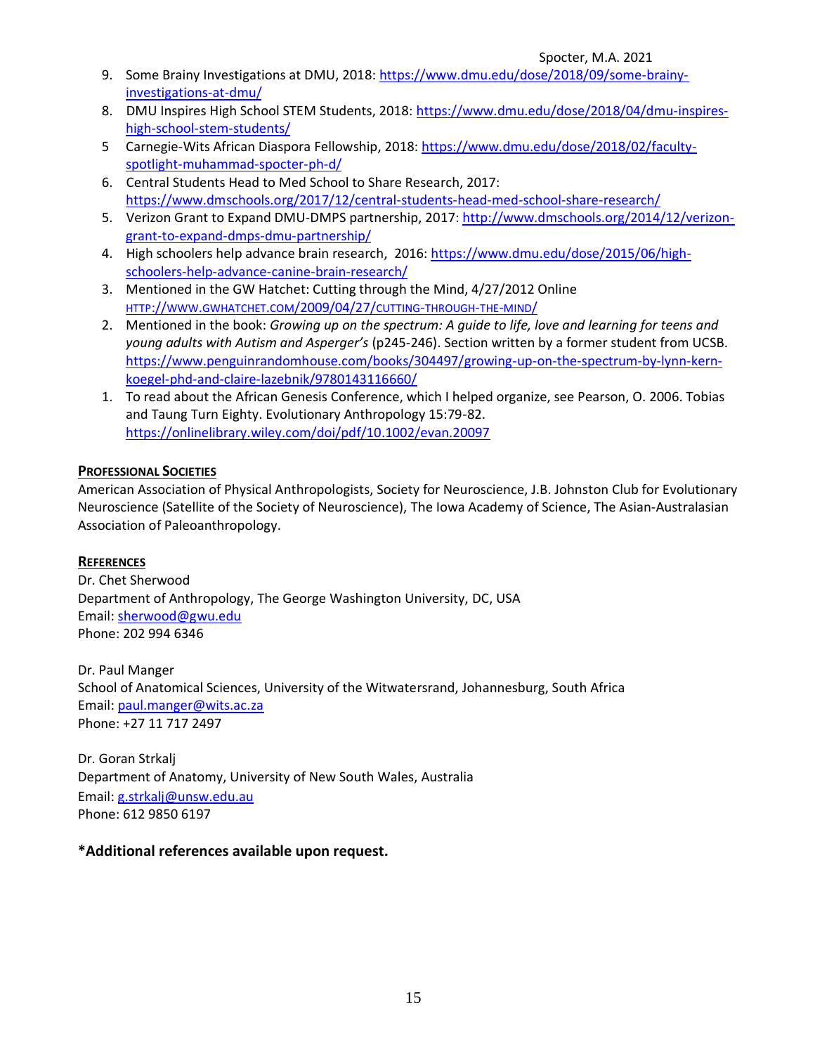9. Some Brainy Investigations at DMU, 2018: https://www.dmu.edu/dose/2018/09/some-brainy-investigations-at-dmu/
8. DMU Inspires High School STEM Students, 2018: https://www.dmu.edu/dose/2018/04/dmu-inspires-high-school-stem-students/
5 Carnegie-Wits African Diaspora Fellowship, 2018: https://www.dmu.edu/dose/2018/02/faculty-spotlight-muhammad-spocter-ph-d/
6. Central Students Head to Med School to Share Research, 2017: https://www.dmschools.org/2017/12/central-students-head-med-school-share-research/
5. Verizon Grant to Expand DMU-DMPS partnership, 2017: http://www.dmschools.org/2014/12/verizon-grant-to-expand-dmps-dmu-partnership/
4. High schoolers help advance brain research, 2016: https://www.dmu.edu/dose/2015/06/high-schoolers-help-advance-canine-brain-research/
3. Mentioned in the GW Hatchet: Cutting through the Mind, 4/27/2012 Online HTTP://WWW.GWHATCHET.COM/2009/04/27/CUTTING-THROUGH-THE-MIND/
2. Mentioned in the book: *Growing up on the spectrum: A guide to life, love and learning for teens and young adults with Autism and Asperger's* (p245-246). Section written by a former student from UCSB. https://www.penguinrandomhouse.com/books/304497/growing-up-on-the-spectrum-by-lynn-kern-koegel-phd-and-claire-lazebnik/9780143116660/
1. To read about the African Genesis Conference, which I helped organize, see Pearson, O. 2006. Tobias and Taung Turn Eighty. Evolutionary Anthropology 15:79-82. https://onlinelibrary.wiley.com/doi/pdf/10.1002/evan.20097

**PROFESSIONAL SOCIETIES**

American Association of Physical Anthropologists, Society for Neuroscience, J.B. Johnston Club for Evolutionary Neuroscience (Satellite of the Society of Neuroscience), The Iowa Academy of Science, The Asian-Australasian Association of Paleoanthropology.

**REFERENCES**

Dr. Chet Sherwood
Department of Anthropology, The George Washington University, DC, USA
Email: sherwood@gwu.edu
Phone: 202 994 6346

Dr. Paul Manger
School of Anatomical Sciences, University of the Witwatersrand, Johannesburg, South Africa
Email: paul.manger@wits.ac.za
Phone: +27 11 717 2497

Dr. Goran Strkalj
Department of Anatomy, University of New South Wales, Australia
Email: g.strkalj@unsw.edu.au
Phone: 612 9850 6197

**\*Additional references available upon request.**